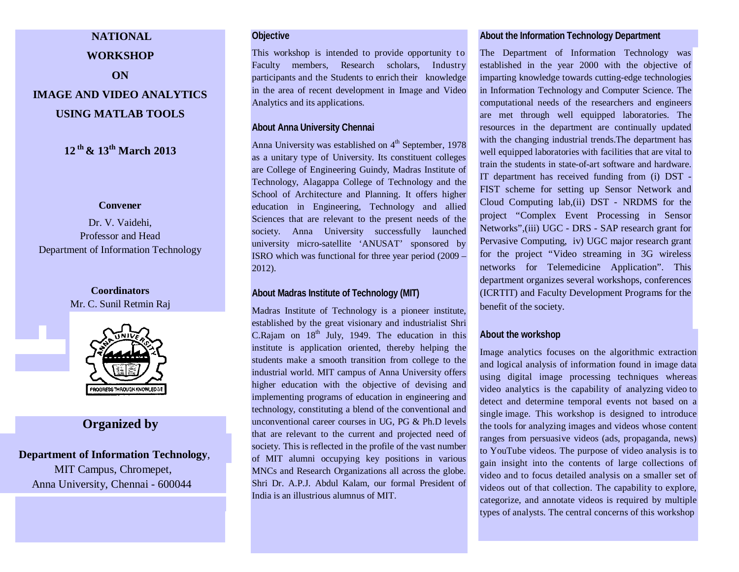# NATIONAL WORKSHOP ON IMAGE AND VIDEO ANALYTICS USING MATLAB TOOLS

**12th & 13th March 2013**

**Convener**

Dr. V. Vaidehi,
Professor and Head
Department of Information Technology

**Coordinators**

Mr. C. Sunil Retmin Raj

## Organized by

**Department of Information Technology**,
MIT Campus, Chromepet,
Anna University, Chennai - 600044

### Objective

This workshop is intended to provide opportunity to Faculty members, Research scholars, Industry participants and the Students to enrich their knowledge in the area of recent development in Image and Video Analytics and its applications.

### About Anna University Chennai

Anna University was established on 4th September, 1978 as a unitary type of University. Its constituent colleges are College of Engineering Guindy, Madras Institute of Technology, Alagappa College of Technology and the School of Architecture and Planning. It offers higher education in Engineering, Technology and allied Sciences that are relevant to the present needs of the society. Anna University successfully launched university micro-satellite 'ANUSAT' sponsored by ISRO which was functional for three year period (2009 – 2012).

### About Madras Institute of Technology (MIT)

Madras Institute of Technology is a pioneer institute, established by the great visionary and industrialist Shri C.Rajam on 18th July, 1949. The education in this institute is application oriented, thereby helping the students make a smooth transition from college to the industrial world. MIT campus of Anna University offers higher education with the objective of devising and implementing programs of education in engineering and technology, constituting a blend of the conventional and unconventional career courses in UG, PG & Ph.D levels that are relevant to the current and projected need of society. This is reflected in the profile of the vast number of MIT alumni occupying key positions in various MNCs and Research Organizations all across the globe. Shri Dr. A.P.J. Abdul Kalam, our formal President of India is an illustrious alumnus of MIT.

### About the Information Technology Department

The Department of Information Technology was established in the year 2000 with the objective of imparting knowledge towards cutting-edge technologies in Information Technology and Computer Science. The computational needs of the researchers and engineers are met through well equipped laboratories. The resources in the department are continually updated with the changing industrial trends.The department has well equipped laboratories with facilities that are vital to train the students in state-of-art software and hardware. IT department has received funding from (i) DST - FIST scheme for setting up Sensor Network and Cloud Computing lab,(ii) DST - NRDMS for the project "Complex Event Processing in Sensor Networks",(iii) UGC - DRS - SAP research grant for Pervasive Computing, iv) UGC major research grant for the project "Video streaming in 3G wireless networks for Telemedicine Application". This department organizes several workshops, conferences (ICRTIT) and Faculty Development Programs for the benefit of the society.

### About the workshop

Image analytics focuses on the algorithmic extraction and logical analysis of information found in image data using digital image processing techniques whereas video analytics is the capability of analyzing video to detect and determine temporal events not based on a single image. This workshop is designed to introduce the tools for analyzing images and videos whose content ranges from persuasive videos (ads, propaganda, news) to YouTube videos. The purpose of video analysis is to gain insight into the contents of large collections of video and to focus detailed analysis on a smaller set of videos out of that collection. The capability to explore, categorize, and annotate videos is required by multiple types of analysts. The central concerns of this workshop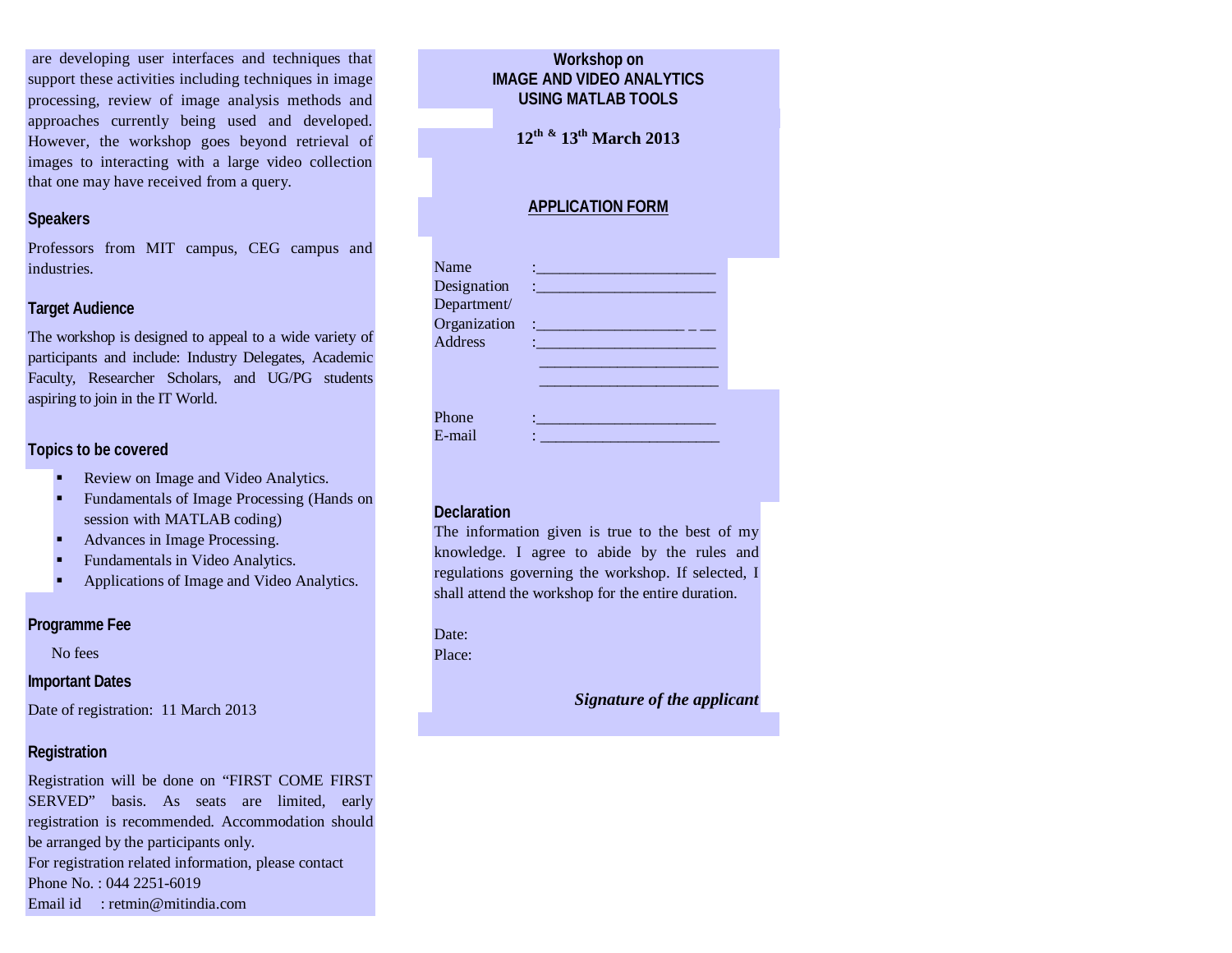are developing user interfaces and techniques that support these activities including techniques in image processing, review of image analysis methods and approaches currently being used and developed. However, the workshop goes beyond retrieval of images to interacting with a large video collection that one may have received from a query.

### Speakers

Professors from MIT campus, CEG campus and industries.

### Target Audience

The workshop is designed to appeal to a wide variety of participants and include: Industry Delegates, Academic Faculty, Researcher Scholars, and UG/PG students aspiring to join in the IT World.

### Topics to be covered

- Review on Image and Video Analytics.
- Fundamentals of Image Processing (Hands on session with MATLAB coding)
- Advances in Image Processing.
- Fundamentals in Video Analytics.
- Applications of Image and Video Analytics.

### Programme Fee

No fees

### Important Dates

Date of registration: 11 March 2013

### Registration

Registration will be done on "FIRST COME FIRST SERVED" basis. As seats are limited, early registration is recommended. Accommodation should be arranged by the participants only.

For registration related information, please contact

Phone No. : 044 2251-6019

Email id : retmin@mitindia.com

## Workshop on IMAGE AND VIDEO ANALYTICS USING MATLAB TOOLS

**12th & 13th March 2013**

### APPLICATION FORM

Name :______________________

Designation :______________________

Department/ Organization :__________________ _ __

Address :______________________

______________________

______________________

Phone :______________________

E-mail : ______________________

### Declaration

The information given is true to the best of my knowledge. I agree to abide by the rules and regulations governing the workshop. If selected, I shall attend the workshop for the entire duration.

Date:

Place:

***Signature of the applicant***